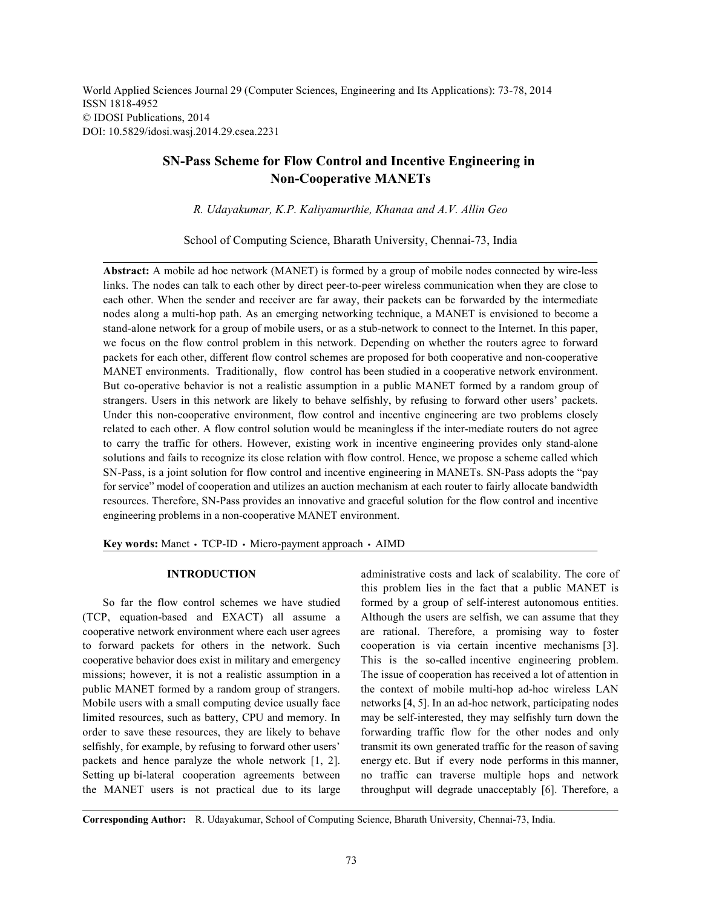World Applied Sciences Journal 29 (Computer Sciences, Engineering and Its Applications): 73-78, 2014
ISSN 1818-4952
© IDOSI Publications, 2014
DOI: 10.5829/idosi.wasj.2014.29.csea.2231

# SN-Pass Scheme for Flow Control and Incentive Engineering in Non-Cooperative MANETs

*R. Udayakumar, K.P. Kaliyamurthie, Khanaa and A.V. Allin Geo*

School of Computing Science, Bharath University, Chennai-73, India

**Abstract:** A mobile ad hoc network (MANET) is formed by a group of mobile nodes connected by wire-less links. The nodes can talk to each other by direct peer-to-peer wireless communication when they are close to each other. When the sender and receiver are far away, their packets can be forwarded by the intermediate nodes along a multi-hop path. As an emerging networking technique, a MANET is envisioned to become a stand-alone network for a group of mobile users, or as a stub-network to connect to the Internet. In this paper, we focus on the flow control problem in this network. Depending on whether the routers agree to forward packets for each other, different flow control schemes are proposed for both cooperative and non-cooperative MANET environments. Traditionally, flow control has been studied in a cooperative network environment. But co-operative behavior is not a realistic assumption in a public MANET formed by a random group of strangers. Users in this network are likely to behave selfishly, by refusing to forward other users' packets. Under this non-cooperative environment, flow control and incentive engineering are two problems closely related to each other. A flow control solution would be meaningless if the inter-mediate routers do not agree to carry the traffic for others. However, existing work in incentive engineering provides only stand-alone solutions and fails to recognize its close relation with flow control. Hence, we propose a scheme called which SN-Pass, is a joint solution for flow control and incentive engineering in MANETs. SN-Pass adopts the "pay for service" model of cooperation and utilizes an auction mechanism at each router to fairly allocate bandwidth resources. Therefore, SN-Pass provides an innovative and graceful solution for the flow control and incentive engineering problems in a non-cooperative MANET environment.

**Key words:** Manet • TCP-ID • Micro-payment approach • AIMD

## INTRODUCTION

So far the flow control schemes we have studied (TCP, equation-based and EXACT) all assume a cooperative network environment where each user agrees to forward packets for others in the network. Such cooperative behavior does exist in military and emergency missions; however, it is not a realistic assumption in a public MANET formed by a random group of strangers. Mobile users with a small computing device usually face limited resources, such as battery, CPU and memory. In order to save these resources, they are likely to behave selfishly, for example, by refusing to forward other users' packets and hence paralyze the whole network [1, 2]. Setting up bi-lateral cooperation agreements between the MANET users is not practical due to its large administrative costs and lack of scalability. The core of this problem lies in the fact that a public MANET is formed by a group of self-interest autonomous entities. Although the users are selfish, we can assume that they are rational. Therefore, a promising way to foster cooperation is via certain incentive mechanisms [3]. This is the so-called incentive engineering problem. The issue of cooperation has received a lot of attention in the context of mobile multi-hop ad-hoc wireless LAN networks [4, 5]. In an ad-hoc network, participating nodes may be self-interested, they may selfishly turn down the forwarding traffic flow for the other nodes and only transmit its own generated traffic for the reason of saving energy etc. But if every node performs in this manner, no traffic can traverse multiple hops and network throughput will degrade unacceptably [6]. Therefore, a

**Corresponding Author:** R. Udayakumar, School of Computing Science, Bharath University, Chennai-73, India.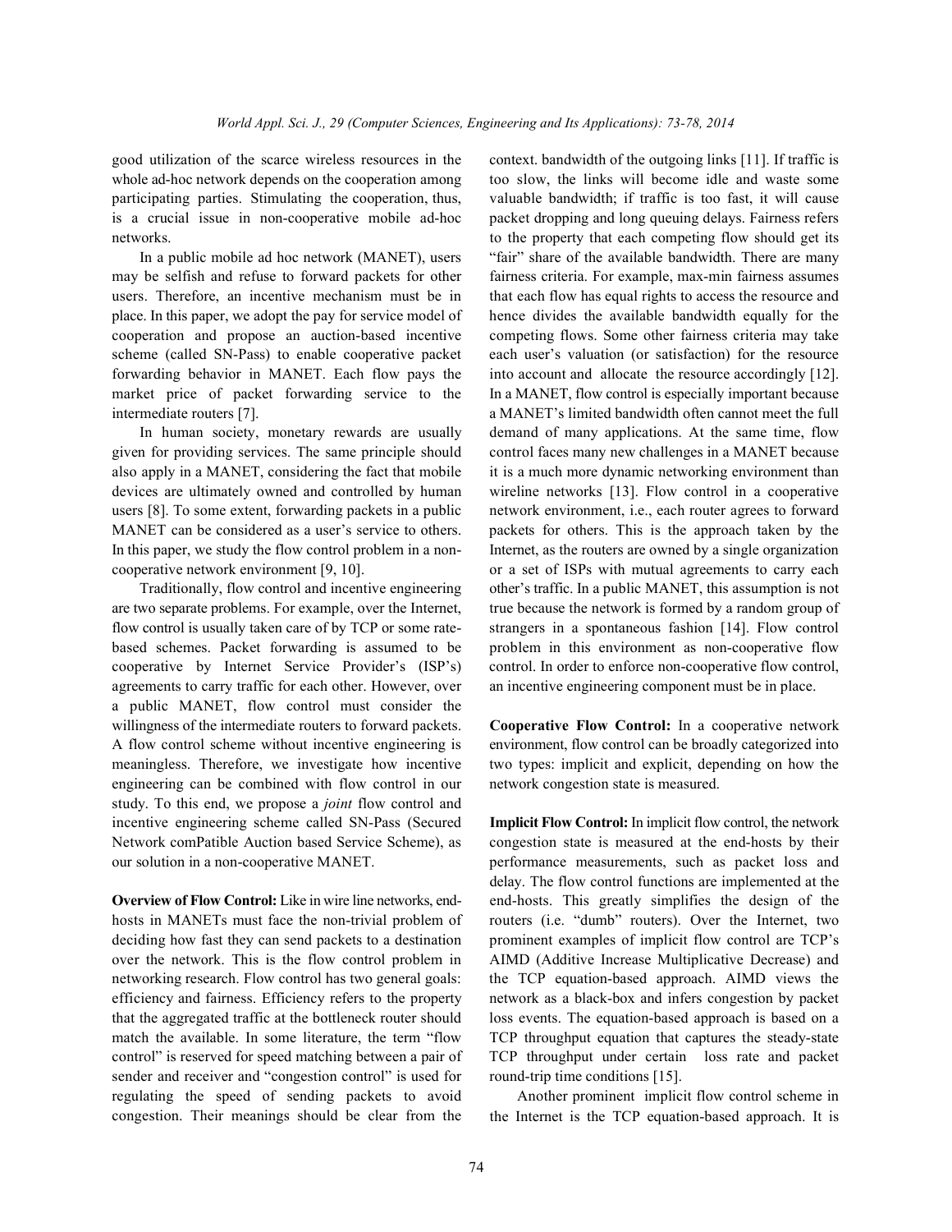good utilization of the scarce wireless resources in the whole ad-hoc network depends on the cooperation among participating parties. Stimulating the cooperation, thus, is a crucial issue in non-cooperative mobile ad-hoc networks.

In a public mobile ad hoc network (MANET), users may be selfish and refuse to forward packets for other users. Therefore, an incentive mechanism must be in place. In this paper, we adopt the pay for service model of cooperation and propose an auction-based incentive scheme (called SN-Pass) to enable cooperative packet forwarding behavior in MANET. Each flow pays the market price of packet forwarding service to the intermediate routers [7].

In human society, monetary rewards are usually given for providing services. The same principle should also apply in a MANET, considering the fact that mobile devices are ultimately owned and controlled by human users [8]. To some extent, forwarding packets in a public MANET can be considered as a user's service to others. In this paper, we study the flow control problem in a non-cooperative network environment [9, 10].

Traditionally, flow control and incentive engineering are two separate problems. For example, over the Internet, flow control is usually taken care of by TCP or some rate-based schemes. Packet forwarding is assumed to be cooperative by Internet Service Provider's (ISP's) agreements to carry traffic for each other. However, over a public MANET, flow control must consider the willingness of the intermediate routers to forward packets. A flow control scheme without incentive engineering is meaningless. Therefore, we investigate how incentive engineering can be combined with flow control in our study. To this end, we propose a *joint* flow control and incentive engineering scheme called SN-Pass (Secured Network comPatible Auction based Service Scheme), as our solution in a non-cooperative MANET.

**Overview of Flow Control:** Like in wire line networks, end-hosts in MANETs must face the non-trivial problem of deciding how fast they can send packets to a destination over the network. This is the flow control problem in networking research. Flow control has two general goals: efficiency and fairness. Efficiency refers to the property that the aggregated traffic at the bottleneck router should match the available. In some literature, the term "flow control" is reserved for speed matching between a pair of sender and receiver and "congestion control" is used for regulating the speed of sending packets to avoid congestion. Their meanings should be clear from the context. bandwidth of the outgoing links [11]. If traffic is too slow, the links will become idle and waste some valuable bandwidth; if traffic is too fast, it will cause packet dropping and long queuing delays. Fairness refers to the property that each competing flow should get its "fair" share of the available bandwidth. There are many fairness criteria. For example, max-min fairness assumes that each flow has equal rights to access the resource and hence divides the available bandwidth equally for the competing flows. Some other fairness criteria may take each user's valuation (or satisfaction) for the resource into account and allocate the resource accordingly [12]. In a MANET, flow control is especially important because a MANET's limited bandwidth often cannot meet the full demand of many applications. At the same time, flow control faces many new challenges in a MANET because it is a much more dynamic networking environment than wireline networks [13]. Flow control in a cooperative network environment, i.e., each router agrees to forward packets for others. This is the approach taken by the Internet, as the routers are owned by a single organization or a set of ISPs with mutual agreements to carry each other's traffic. In a public MANET, this assumption is not true because the network is formed by a random group of strangers in a spontaneous fashion [14]. Flow control problem in this environment as non-cooperative flow control. In order to enforce non-cooperative flow control, an incentive engineering component must be in place.

**Cooperative Flow Control:** In a cooperative network environment, flow control can be broadly categorized into two types: implicit and explicit, depending on how the network congestion state is measured.

**Implicit Flow Control:** In implicit flow control, the network congestion state is measured at the end-hosts by their performance measurements, such as packet loss and delay. The flow control functions are implemented at the end-hosts. This greatly simplifies the design of the routers (i.e. "dumb" routers). Over the Internet, two prominent examples of implicit flow control are TCP's AIMD (Additive Increase Multiplicative Decrease) and the TCP equation-based approach. AIMD views the network as a black-box and infers congestion by packet loss events. The equation-based approach is based on a TCP throughput equation that captures the steady-state TCP throughput under certain loss rate and packet round-trip time conditions [15].

Another prominent implicit flow control scheme in the Internet is the TCP equation-based approach. It is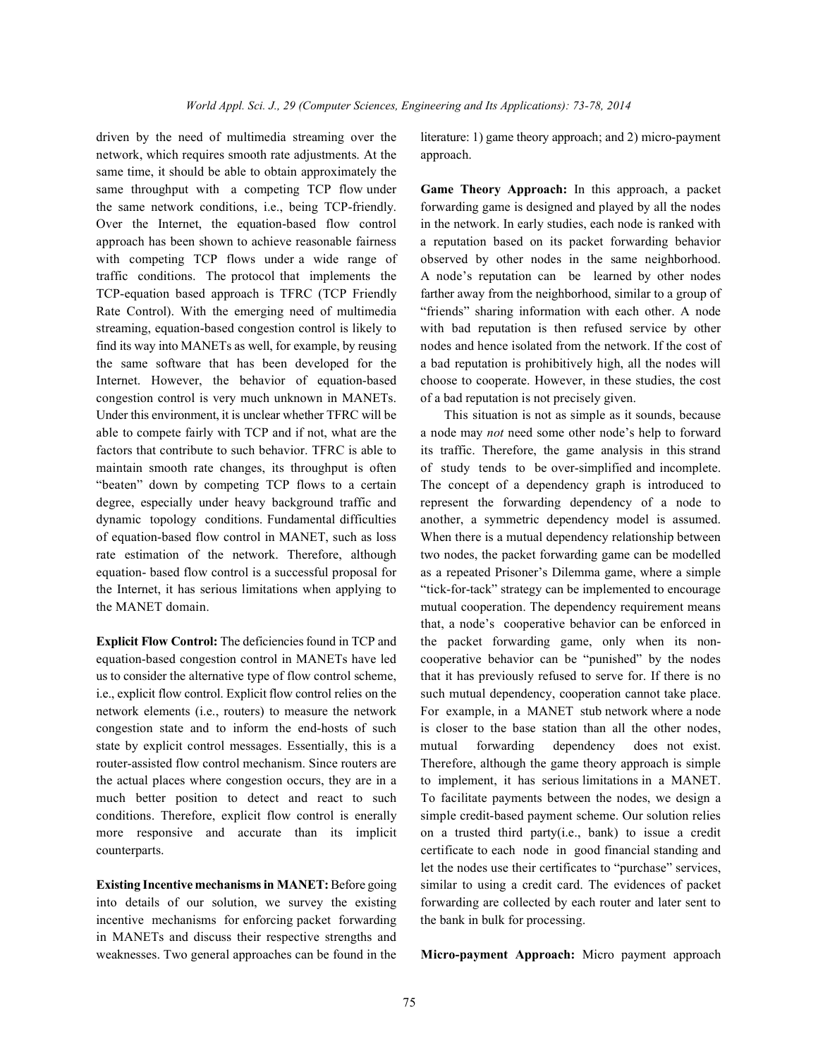driven by the need of multimedia streaming over the network, which requires smooth rate adjustments. At the same time, it should be able to obtain approximately the same throughput with a competing TCP flow under the same network conditions, i.e., being TCP-friendly. Over the Internet, the equation-based flow control approach has been shown to achieve reasonable fairness with competing TCP flows under a wide range of traffic conditions. The protocol that implements the TCP-equation based approach is TFRC (TCP Friendly Rate Control). With the emerging need of multimedia streaming, equation-based congestion control is likely to find its way into MANETs as well, for example, by reusing the same software that has been developed for the Internet. However, the behavior of equation-based congestion control is very much unknown in MANETs. Under this environment, it is unclear whether TFRC will be able to compete fairly with TCP and if not, what are the factors that contribute to such behavior. TFRC is able to maintain smooth rate changes, its throughput is often "beaten" down by competing TCP flows to a certain degree, especially under heavy background traffic and dynamic topology conditions. Fundamental difficulties of equation-based flow control in MANET, such as loss rate estimation of the network. Therefore, although equation- based flow control is a successful proposal for the Internet, it has serious limitations when applying to the MANET domain.

**Explicit Flow Control:** The deficiencies found in TCP and equation-based congestion control in MANETs have led us to consider the alternative type of flow control scheme, i.e., explicit flow control. Explicit flow control relies on the network elements (i.e., routers) to measure the network congestion state and to inform the end-hosts of such state by explicit control messages. Essentially, this is a router-assisted flow control mechanism. Since routers are the actual places where congestion occurs, they are in a much better position to detect and react to such conditions. Therefore, explicit flow control is enerally more responsive and accurate than its implicit counterparts.

**Existing Incentive mechanisms in MANET:** Before going into details of our solution, we survey the existing incentive mechanisms for enforcing packet forwarding in MANETs and discuss their respective strengths and weaknesses. Two general approaches can be found in the literature: 1) game theory approach; and 2) micro-payment approach.

**Game Theory Approach:** In this approach, a packet forwarding game is designed and played by all the nodes in the network. In early studies, each node is ranked with a reputation based on its packet forwarding behavior observed by other nodes in the same neighborhood. A node's reputation can be learned by other nodes farther away from the neighborhood, similar to a group of "friends" sharing information with each other. A node with bad reputation is then refused service by other nodes and hence isolated from the network. If the cost of a bad reputation is prohibitively high, all the nodes will choose to cooperate. However, in these studies, the cost of a bad reputation is not precisely given.

This situation is not as simple as it sounds, because a node may *not* need some other node's help to forward its traffic. Therefore, the game analysis in this strand of study tends to be over-simplified and incomplete. The concept of a dependency graph is introduced to represent the forwarding dependency of a node to another, a symmetric dependency model is assumed. When there is a mutual dependency relationship between two nodes, the packet forwarding game can be modelled as a repeated Prisoner's Dilemma game, where a simple "tick-for-tack" strategy can be implemented to encourage mutual cooperation. The dependency requirement means that, a node's cooperative behavior can be enforced in the packet forwarding game, only when its non-cooperative behavior can be "punished" by the nodes that it has previously refused to serve for. If there is no such mutual dependency, cooperation cannot take place. For example, in a MANET stub network where a node is closer to the base station than all the other nodes, mutual forwarding dependency does not exist. Therefore, although the game theory approach is simple to implement, it has serious limitations in a MANET. To facilitate payments between the nodes, we design a simple credit-based payment scheme. Our solution relies on a trusted third party(i.e., bank) to issue a credit certificate to each node in good financial standing and let the nodes use their certificates to "purchase" services, similar to using a credit card. The evidences of packet forwarding are collected by each router and later sent to the bank in bulk for processing.

**Micro-payment Approach:** Micro payment approach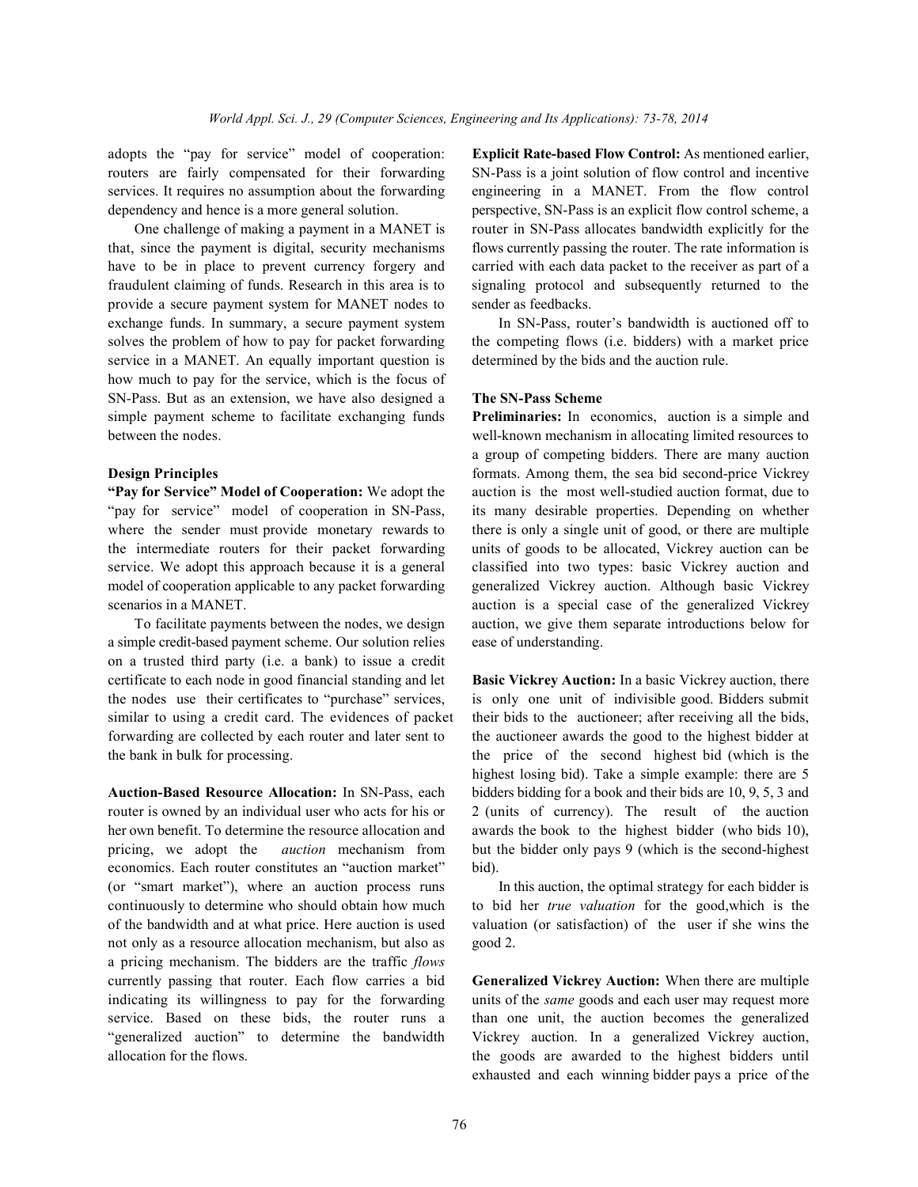adopts the "pay for service" model of cooperation: routers are fairly compensated for their forwarding services. It requires no assumption about the forwarding dependency and hence is a more general solution.

One challenge of making a payment in a MANET is that, since the payment is digital, security mechanisms have to be in place to prevent currency forgery and fraudulent claiming of funds. Research in this area is to provide a secure payment system for MANET nodes to exchange funds. In summary, a secure payment system solves the problem of how to pay for packet forwarding service in a MANET. An equally important question is how much to pay for the service, which is the focus of SN-Pass. But as an extension, we have also designed a simple payment scheme to facilitate exchanging funds between the nodes.

## Design Principles

**"Pay for Service" Model of Cooperation:** We adopt the "pay for service" model of cooperation in SN-Pass, where the sender must provide monetary rewards to the intermediate routers for their packet forwarding service. We adopt this approach because it is a general model of cooperation applicable to any packet forwarding scenarios in a MANET.

To facilitate payments between the nodes, we design a simple credit-based payment scheme. Our solution relies on a trusted third party (i.e. a bank) to issue a credit certificate to each node in good financial standing and let the nodes use their certificates to "purchase" services, similar to using a credit card. The evidences of packet forwarding are collected by each router and later sent to the bank in bulk for processing.

**Auction-Based Resource Allocation:** In SN-Pass, each router is owned by an individual user who acts for his or her own benefit. To determine the resource allocation and pricing, we adopt the *auction* mechanism from economics. Each router constitutes an "auction market" (or "smart market"), where an auction process runs continuously to determine who should obtain how much of the bandwidth and at what price. Here auction is used not only as a resource allocation mechanism, but also as a pricing mechanism. The bidders are the traffic *flows* currently passing that router. Each flow carries a bid indicating its willingness to pay for the forwarding service. Based on these bids, the router runs a "generalized auction" to determine the bandwidth allocation for the flows.

**Explicit Rate-based Flow Control:** As mentioned earlier, SN-Pass is a joint solution of flow control and incentive engineering in a MANET. From the flow control perspective, SN-Pass is an explicit flow control scheme, a router in SN-Pass allocates bandwidth explicitly for the flows currently passing the router. The rate information is carried with each data packet to the receiver as part of a signaling protocol and subsequently returned to the sender as feedbacks.

In SN-Pass, router's bandwidth is auctioned off to the competing flows (i.e. bidders) with a market price determined by the bids and the auction rule.

## The SN-Pass Scheme

**Preliminaries:** In economics, auction is a simple and well-known mechanism in allocating limited resources to a group of competing bidders. There are many auction formats. Among them, the sea bid second-price Vickrey auction is the most well-studied auction format, due to its many desirable properties. Depending on whether there is only a single unit of good, or there are multiple units of goods to be allocated, Vickrey auction can be classified into two types: basic Vickrey auction and generalized Vickrey auction. Although basic Vickrey auction is a special case of the generalized Vickrey auction, we give them separate introductions below for ease of understanding.

**Basic Vickrey Auction:** In a basic Vickrey auction, there is only one unit of indivisible good. Bidders submit their bids to the auctioneer; after receiving all the bids, the auctioneer awards the good to the highest bidder at the price of the second highest bid (which is the highest losing bid). Take a simple example: there are 5 bidders bidding for a book and their bids are 10, 9, 5, 3 and 2 (units of currency). The result of the auction awards the book to the highest bidder (who bids 10), but the bidder only pays 9 (which is the second-highest bid).

In this auction, the optimal strategy for each bidder is to bid her *true valuation* for the good,which is the valuation (or satisfaction) of the user if she wins the good 2.

**Generalized Vickrey Auction:** When there are multiple units of the *same* goods and each user may request more than one unit, the auction becomes the generalized Vickrey auction. In a generalized Vickrey auction, the goods are awarded to the highest bidders until exhausted and each winning bidder pays a price of the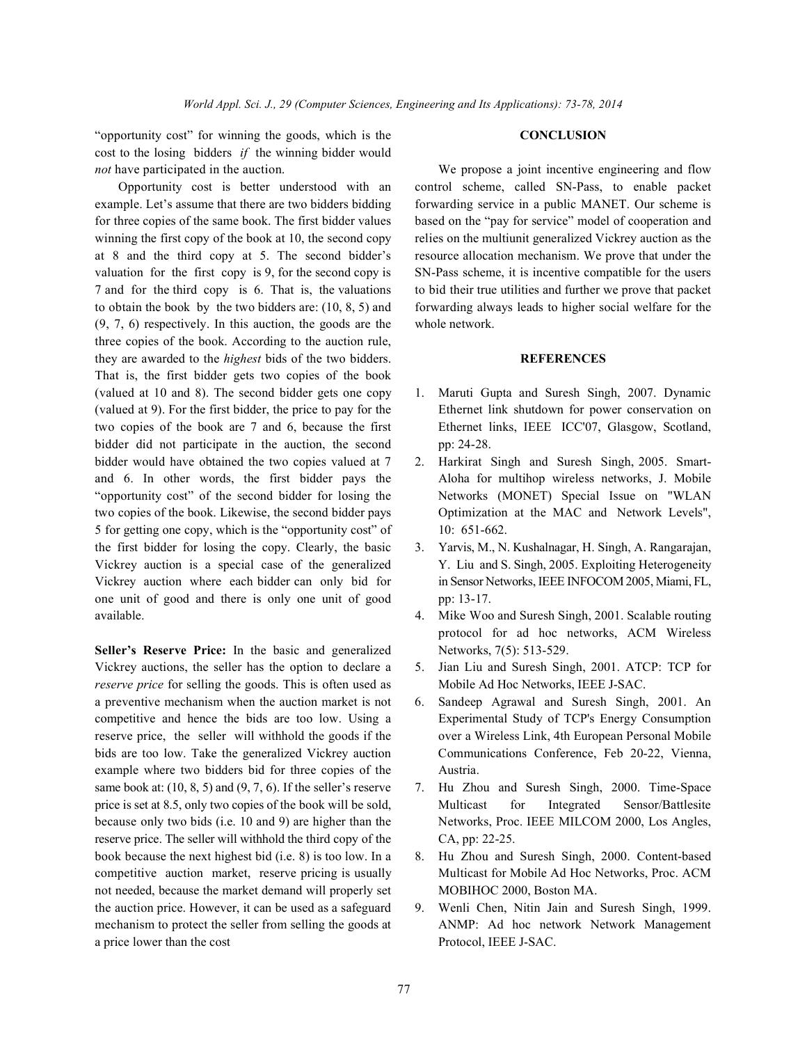"opportunity cost" for winning the goods, which is the cost to the losing bidders *if* the winning bidder would *not* have participated in the auction.

Opportunity cost is better understood with an example. Let's assume that there are two bidders bidding for three copies of the same book. The first bidder values winning the first copy of the book at 10, the second copy at 8 and the third copy at 5. The second bidder's valuation for the first copy is 9, for the second copy is 7 and for the third copy is 6. That is, the valuations to obtain the book by the two bidders are: (10, 8, 5) and (9, 7, 6) respectively. In this auction, the goods are the three copies of the book. According to the auction rule, they are awarded to the *highest* bids of the two bidders. That is, the first bidder gets two copies of the book (valued at 10 and 8). The second bidder gets one copy (valued at 9). For the first bidder, the price to pay for the two copies of the book are 7 and 6, because the first bidder did not participate in the auction, the second bidder would have obtained the two copies valued at 7 and 6. In other words, the first bidder pays the "opportunity cost" of the second bidder for losing the two copies of the book. Likewise, the second bidder pays 5 for getting one copy, which is the "opportunity cost" of the first bidder for losing the copy. Clearly, the basic Vickrey auction is a special case of the generalized Vickrey auction where each bidder can only bid for one unit of good and there is only one unit of good available.

**Seller's Reserve Price:** In the basic and generalized Vickrey auctions, the seller has the option to declare a *reserve price* for selling the goods. This is often used as a preventive mechanism when the auction market is not competitive and hence the bids are too low. Using a reserve price, the seller will withhold the goods if the bids are too low. Take the generalized Vickrey auction example where two bidders bid for three copies of the same book at: (10, 8, 5) and (9, 7, 6). If the seller's reserve price is set at 8.5, only two copies of the book will be sold, because only two bids (i.e. 10 and 9) are higher than the reserve price. The seller will withhold the third copy of the book because the next highest bid (i.e. 8) is too low. In a competitive auction market, reserve pricing is usually not needed, because the market demand will properly set the auction price. However, it can be used as a safeguard mechanism to protect the seller from selling the goods at a price lower than the cost

## CONCLUSION

We propose a joint incentive engineering and flow control scheme, called SN-Pass, to enable packet forwarding service in a public MANET. Our scheme is based on the "pay for service" model of cooperation and relies on the multiunit generalized Vickrey auction as the resource allocation mechanism. We prove that under the SN-Pass scheme, it is incentive compatible for the users to bid their true utilities and further we prove that packet forwarding always leads to higher social welfare for the whole network.

## REFERENCES

1. Maruti Gupta and Suresh Singh, 2007. Dynamic Ethernet link shutdown for power conservation on Ethernet links, IEEE ICC'07, Glasgow, Scotland, pp: 24-28.
2. Harkirat Singh and Suresh Singh, 2005. Smart-Aloha for multihop wireless networks, J. Mobile Networks (MONET) Special Issue on "WLAN Optimization at the MAC and Network Levels", 10: 651-662.
3. Yarvis, M., N. Kushalnagar, H. Singh, A. Rangarajan, Y. Liu and S. Singh, 2005. Exploiting Heterogeneity in Sensor Networks, IEEE INFOCOM 2005, Miami, FL, pp: 13-17.
4. Mike Woo and Suresh Singh, 2001. Scalable routing protocol for ad hoc networks, ACM Wireless Networks, 7(5): 513-529.
5. Jian Liu and Suresh Singh, 2001. ATCP: TCP for Mobile Ad Hoc Networks, IEEE J-SAC.
6. Sandeep Agrawal and Suresh Singh, 2001. An Experimental Study of TCP's Energy Consumption over a Wireless Link, 4th European Personal Mobile Communications Conference, Feb 20-22, Vienna, Austria.
7. Hu Zhou and Suresh Singh, 2000. Time-Space Multicast for Integrated Sensor/Battlesite Networks, Proc. IEEE MILCOM 2000, Los Angles, CA, pp: 22-25.
8. Hu Zhou and Suresh Singh, 2000. Content-based Multicast for Mobile Ad Hoc Networks, Proc. ACM MOBIHOC 2000, Boston MA.
9. Wenli Chen, Nitin Jain and Suresh Singh, 1999. ANMP: Ad hoc network Network Management Protocol, IEEE J-SAC.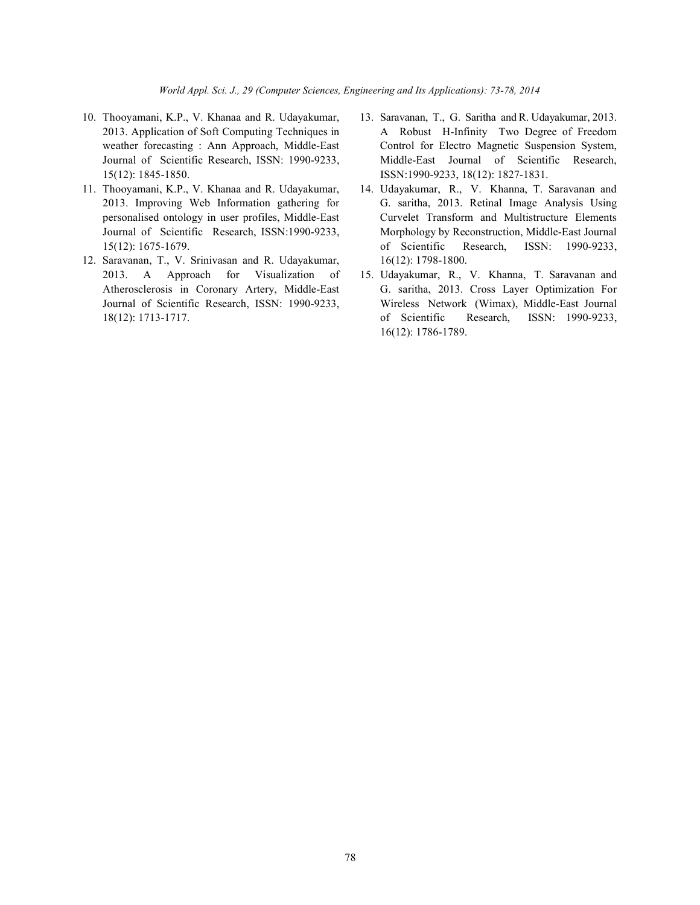10. Thooyamani, K.P., V. Khanaa and R. Udayakumar, 2013. Application of Soft Computing Techniques in weather forecasting : Ann Approach, Middle-East Journal of Scientific Research, ISSN: 1990-9233, 15(12): 1845-1850.
11. Thooyamani, K.P., V. Khanaa and R. Udayakumar, 2013. Improving Web Information gathering for personalised ontology in user profiles, Middle-East Journal of Scientific Research, ISSN:1990-9233, 15(12): 1675-1679.
12. Saravanan, T., V. Srinivasan and R. Udayakumar, 2013. A Approach for Visualization of Atherosclerosis in Coronary Artery, Middle-East Journal of Scientific Research, ISSN: 1990-9233, 18(12): 1713-1717.
13. Saravanan, T., G. Saritha and R. Udayakumar, 2013. A Robust H-Infinity Two Degree of Freedom Control for Electro Magnetic Suspension System, Middle-East Journal of Scientific Research, ISSN:1990-9233, 18(12): 1827-1831.
14. Udayakumar, R., V. Khanna, T. Saravanan and G. saritha, 2013. Retinal Image Analysis Using Curvelet Transform and Multistructure Elements Morphology by Reconstruction, Middle-East Journal of Scientific Research, ISSN: 1990-9233, 16(12): 1798-1800.
15. Udayakumar, R., V. Khanna, T. Saravanan and G. saritha, 2013. Cross Layer Optimization For Wireless Network (Wimax), Middle-East Journal of Scientific Research, ISSN: 1990-9233, 16(12): 1786-1789.